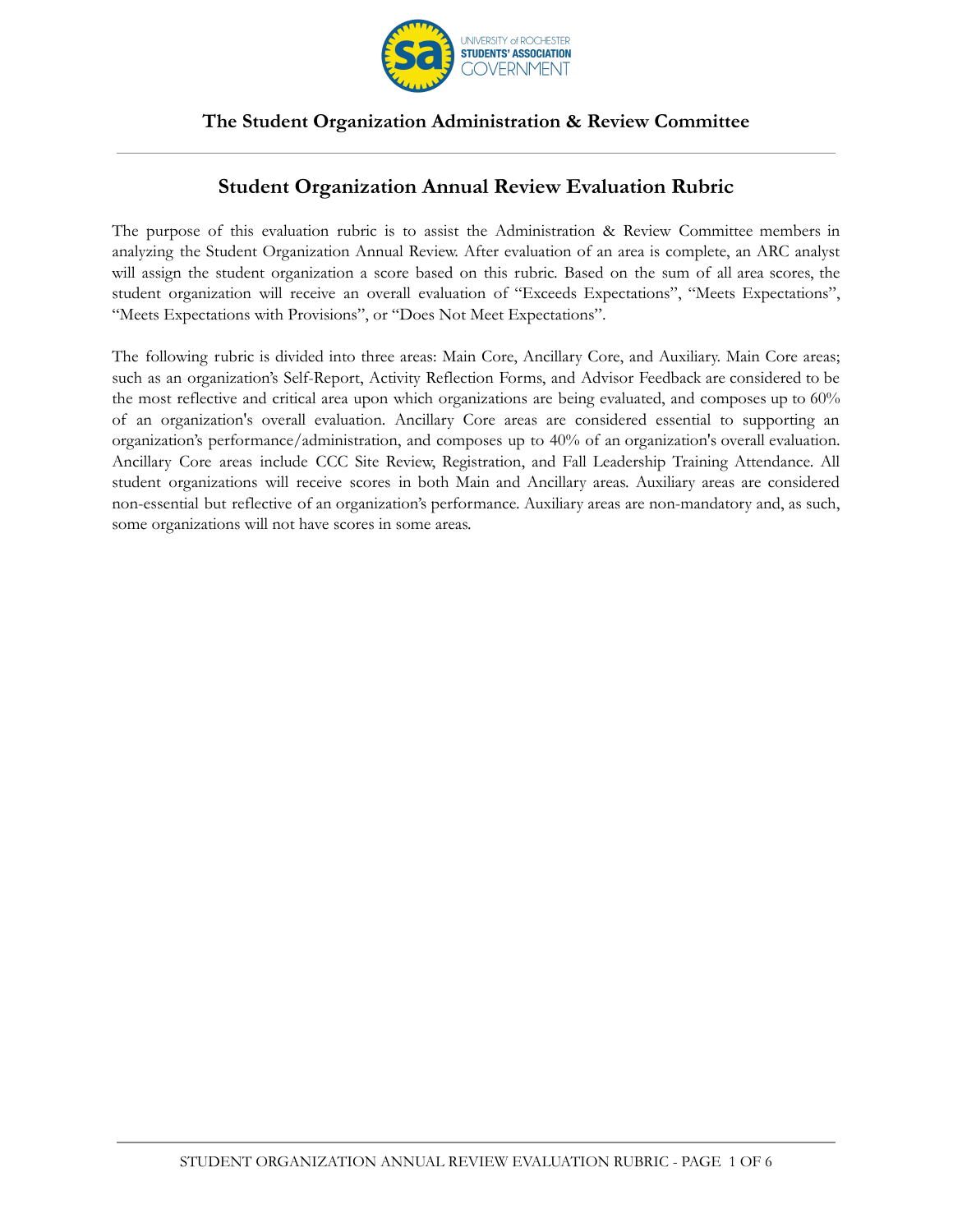UNIVERSITY of ROCHESTER
STUDENTS' ASSOCIATION
GOVERNMENT

## The Student Organization Administration & Review Committee

# Student Organization Annual Review Evaluation Rubric

The purpose of this evaluation rubric is to assist the Administration & Review Committee members in analyzing the Student Organization Annual Review. After evaluation of an area is complete, an ARC analyst will assign the student organization a score based on this rubric. Based on the sum of all area scores, the student organization will receive an overall evaluation of "Exceeds Expectations", "Meets Expectations", "Meets Expectations with Provisions", or "Does Not Meet Expectations".

The following rubric is divided into three areas: Main Core, Ancillary Core, and Auxiliary. Main Core areas; such as an organization's Self-Report, Activity Reflection Forms, and Advisor Feedback are considered to be the most reflective and critical area upon which organizations are being evaluated, and composes up to 60% of an organization's overall evaluation. Ancillary Core areas are considered essential to supporting an organization's performance/administration, and composes up to 40% of an organization's overall evaluation. Ancillary Core areas include CCC Site Review, Registration, and Fall Leadership Training Attendance. All student organizations will receive scores in both Main and Ancillary areas. Auxiliary areas are considered non-essential but reflective of an organization's performance. Auxiliary areas are non-mandatory and, as such, some organizations will not have scores in some areas.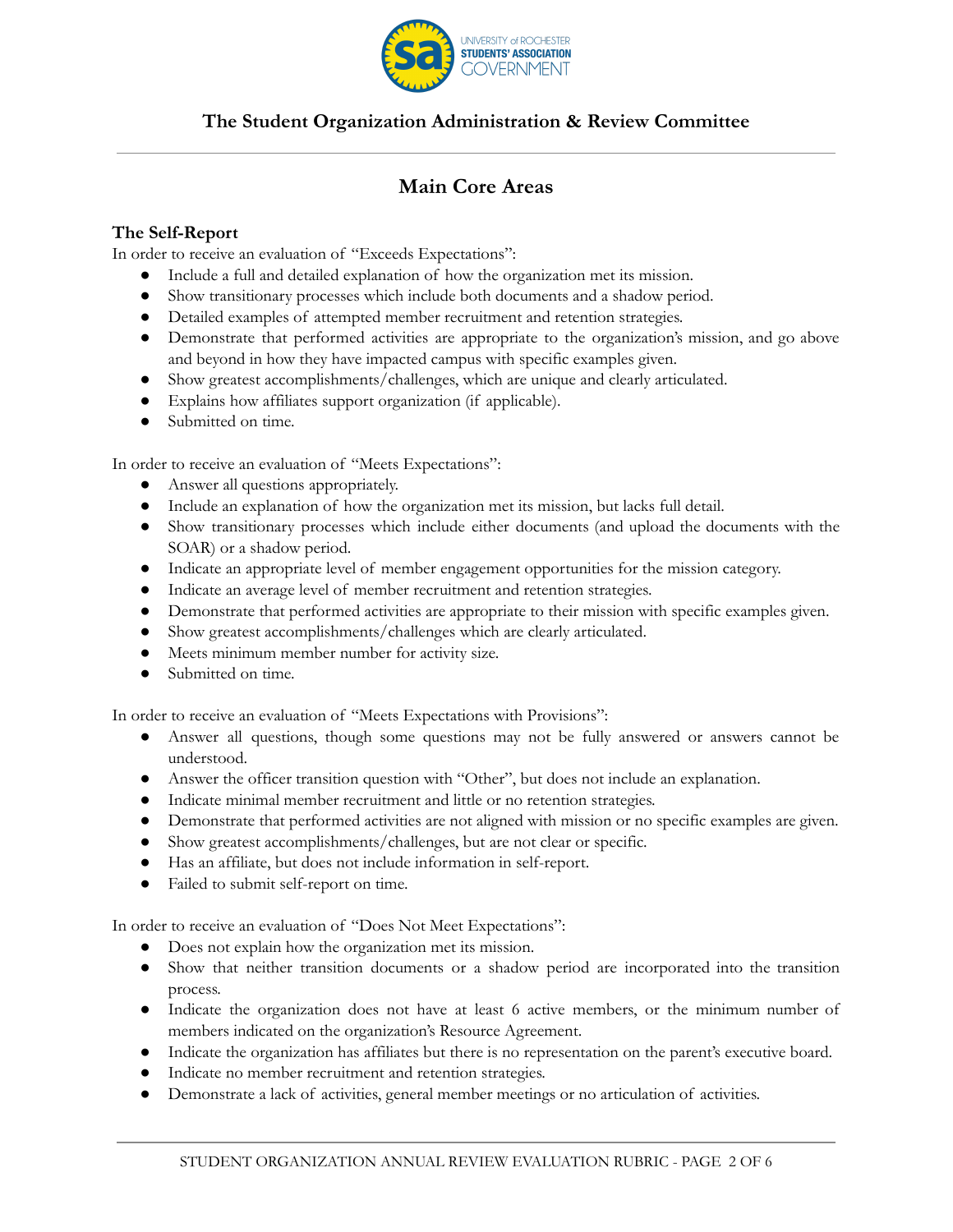## The Student Organization Administration & Review Committee

# Main Core Areas

### The Self-Report

In order to receive an evaluation of "Exceeds Expectations":

- Include a full and detailed explanation of how the organization met its mission.
- Show transitionary processes which include both documents and a shadow period.
- Detailed examples of attempted member recruitment and retention strategies.
- Demonstrate that performed activities are appropriate to the organization's mission, and go above and beyond in how they have impacted campus with specific examples given.
- Show greatest accomplishments/challenges, which are unique and clearly articulated.
- Explains how affiliates support organization (if applicable).
- Submitted on time.

In order to receive an evaluation of "Meets Expectations":

- Answer all questions appropriately.
- Include an explanation of how the organization met its mission, but lacks full detail.
- Show transitionary processes which include either documents (and upload the documents with the SOAR) or a shadow period.
- Indicate an appropriate level of member engagement opportunities for the mission category.
- Indicate an average level of member recruitment and retention strategies.
- Demonstrate that performed activities are appropriate to their mission with specific examples given.
- Show greatest accomplishments/challenges which are clearly articulated.
- Meets minimum member number for activity size.
- Submitted on time.

In order to receive an evaluation of "Meets Expectations with Provisions":

- Answer all questions, though some questions may not be fully answered or answers cannot be understood.
- Answer the officer transition question with "Other", but does not include an explanation.
- Indicate minimal member recruitment and little or no retention strategies.
- Demonstrate that performed activities are not aligned with mission or no specific examples are given.
- Show greatest accomplishments/challenges, but are not clear or specific.
- Has an affiliate, but does not include information in self-report.
- Failed to submit self-report on time.

In order to receive an evaluation of "Does Not Meet Expectations":

- Does not explain how the organization met its mission.
- Show that neither transition documents or a shadow period are incorporated into the transition process.
- Indicate the organization does not have at least 6 active members, or the minimum number of members indicated on the organization's Resource Agreement.
- Indicate the organization has affiliates but there is no representation on the parent's executive board.
- Indicate no member recruitment and retention strategies.
- Demonstrate a lack of activities, general member meetings or no articulation of activities.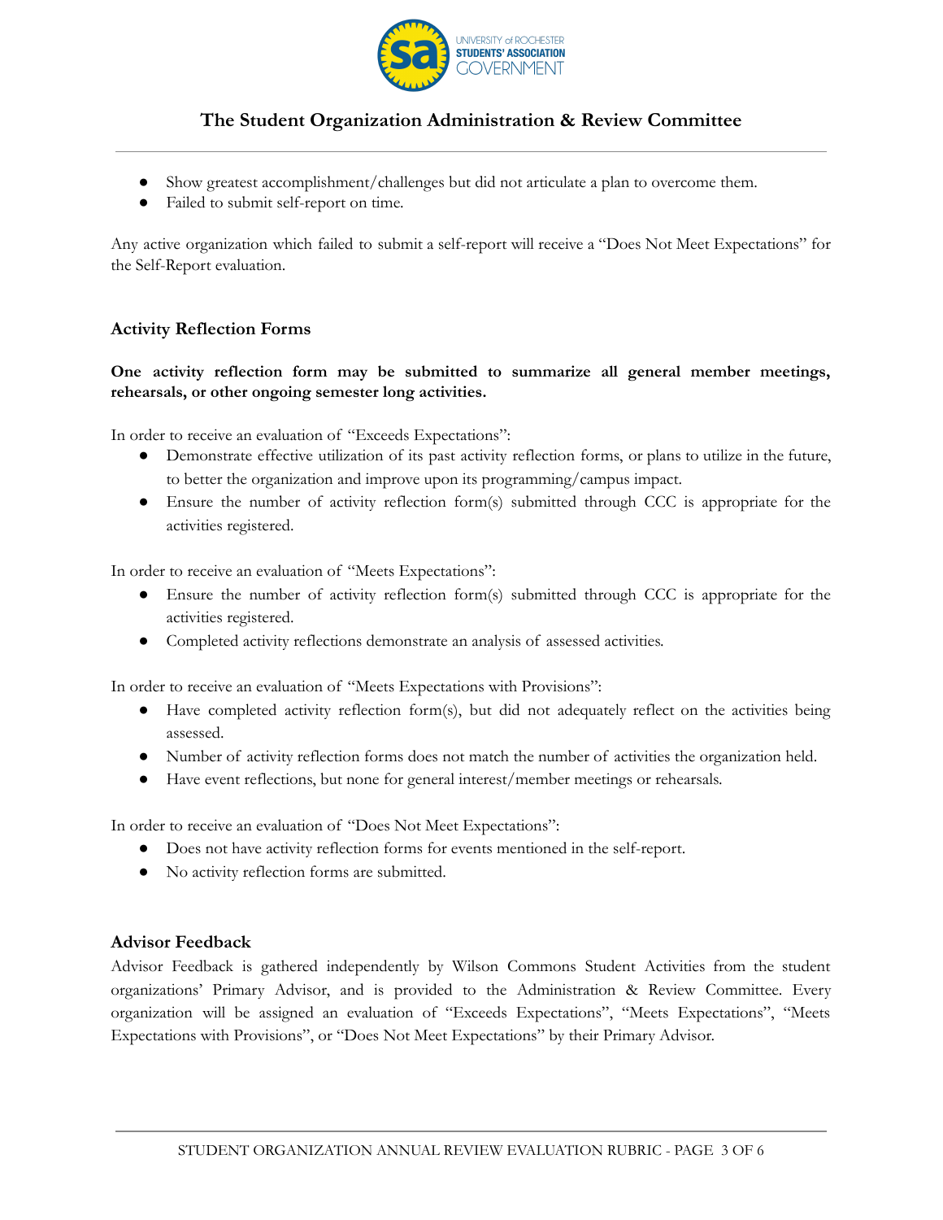- Show greatest accomplishment/challenges but did not articulate a plan to overcome them.
- Failed to submit self-report on time.

Any active organization which failed to submit a self-report will receive a "Does Not Meet Expectations" for the Self-Report evaluation.

### Activity Reflection Forms

**One activity reflection form may be submitted to summarize all general member meetings, rehearsals, or other ongoing semester long activities.**

In order to receive an evaluation of "Exceeds Expectations":

- Demonstrate effective utilization of its past activity reflection forms, or plans to utilize in the future, to better the organization and improve upon its programming/campus impact.
- Ensure the number of activity reflection form(s) submitted through CCC is appropriate for the activities registered.

In order to receive an evaluation of "Meets Expectations":

- Ensure the number of activity reflection form(s) submitted through CCC is appropriate for the activities registered.
- Completed activity reflections demonstrate an analysis of assessed activities.

In order to receive an evaluation of "Meets Expectations with Provisions":

- Have completed activity reflection form(s), but did not adequately reflect on the activities being assessed.
- Number of activity reflection forms does not match the number of activities the organization held.
- Have event reflections, but none for general interest/member meetings or rehearsals.

In order to receive an evaluation of "Does Not Meet Expectations":

- Does not have activity reflection forms for events mentioned in the self-report.
- No activity reflection forms are submitted.

### Advisor Feedback

Advisor Feedback is gathered independently by Wilson Commons Student Activities from the student organizations' Primary Advisor, and is provided to the Administration & Review Committee. Every organization will be assigned an evaluation of "Exceeds Expectations", "Meets Expectations", "Meets Expectations with Provisions", or "Does Not Meet Expectations" by their Primary Advisor.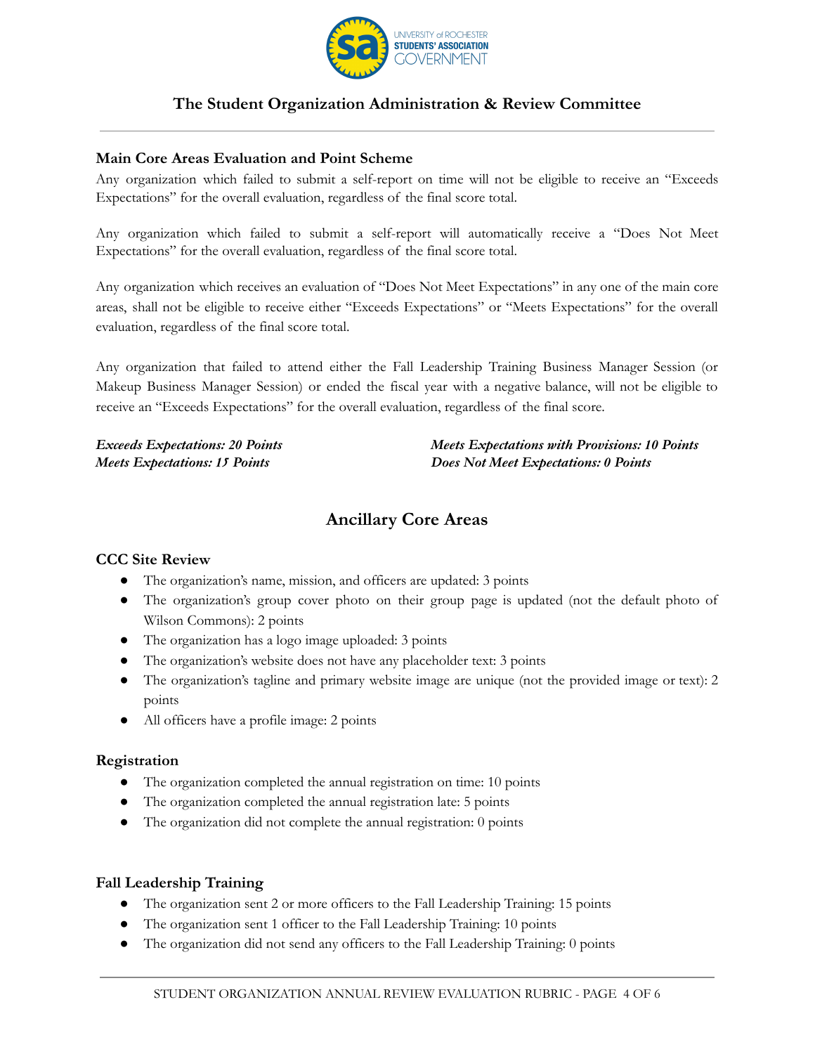## The Student Organization Administration & Review Committee

### Main Core Areas Evaluation and Point Scheme

Any organization which failed to submit a self-report on time will not be eligible to receive an "Exceeds Expectations" for the overall evaluation, regardless of the final score total.

Any organization which failed to submit a self-report will automatically receive a "Does Not Meet Expectations" for the overall evaluation, regardless of the final score total.

Any organization which receives an evaluation of "Does Not Meet Expectations" in any one of the main core areas, shall not be eligible to receive either "Exceeds Expectations" or "Meets Expectations" for the overall evaluation, regardless of the final score total.

Any organization that failed to attend either the Fall Leadership Training Business Manager Session (or Makeup Business Manager Session) or ended the fiscal year with a negative balance, will not be eligible to receive an "Exceeds Expectations" for the overall evaluation, regardless of the final score.

***Exceeds Expectations: 20 Points***
***Meets Expectations: 15 Points***
***Meets Expectations with Provisions: 10 Points***
***Does Not Meet Expectations: 0 Points***

## Ancillary Core Areas

### CCC Site Review

- The organization's name, mission, and officers are updated: 3 points
- The organization's group cover photo on their group page is updated (not the default photo of Wilson Commons): 2 points
- The organization has a logo image uploaded: 3 points
- The organization's website does not have any placeholder text: 3 points
- The organization's tagline and primary website image are unique (not the provided image or text): 2 points
- All officers have a profile image: 2 points

### Registration

- The organization completed the annual registration on time: 10 points
- The organization completed the annual registration late: 5 points
- The organization did not complete the annual registration: 0 points

### Fall Leadership Training

- The organization sent 2 or more officers to the Fall Leadership Training: 15 points
- The organization sent 1 officer to the Fall Leadership Training: 10 points
- The organization did not send any officers to the Fall Leadership Training: 0 points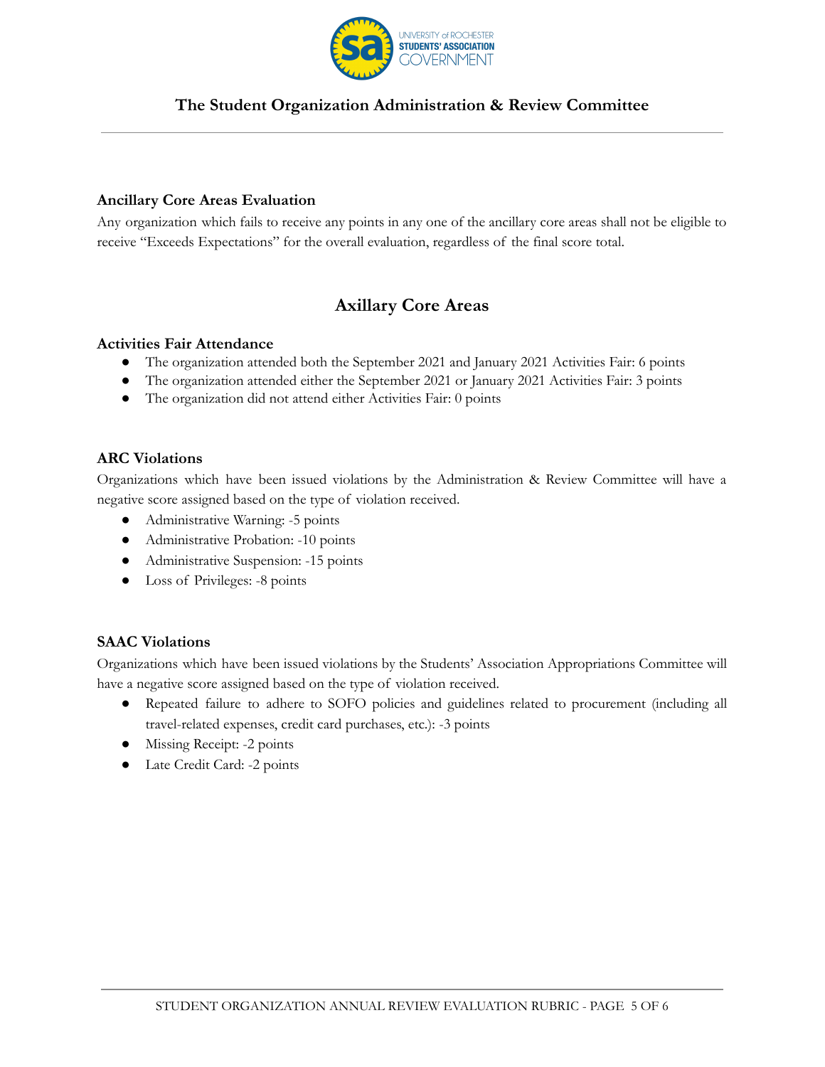### Ancillary Core Areas Evaluation

Any organization which fails to receive any points in any one of the ancillary core areas shall not be eligible to receive "Exceeds Expectations" for the overall evaluation, regardless of the final score total.

## Axillary Core Areas

### Activities Fair Attendance

- The organization attended both the September 2021 and January 2021 Activities Fair: 6 points
- The organization attended either the September 2021 or January 2021 Activities Fair: 3 points
- The organization did not attend either Activities Fair: 0 points

### ARC Violations

Organizations which have been issued violations by the Administration & Review Committee will have a negative score assigned based on the type of violation received.

- Administrative Warning: -5 points
- Administrative Probation: -10 points
- Administrative Suspension: -15 points
- Loss of Privileges: -8 points

### SAAC Violations

Organizations which have been issued violations by the Students' Association Appropriations Committee will have a negative score assigned based on the type of violation received.

- Repeated failure to adhere to SOFO policies and guidelines related to procurement (including all travel-related expenses, credit card purchases, etc.): -3 points
- Missing Receipt: -2 points
- Late Credit Card: -2 points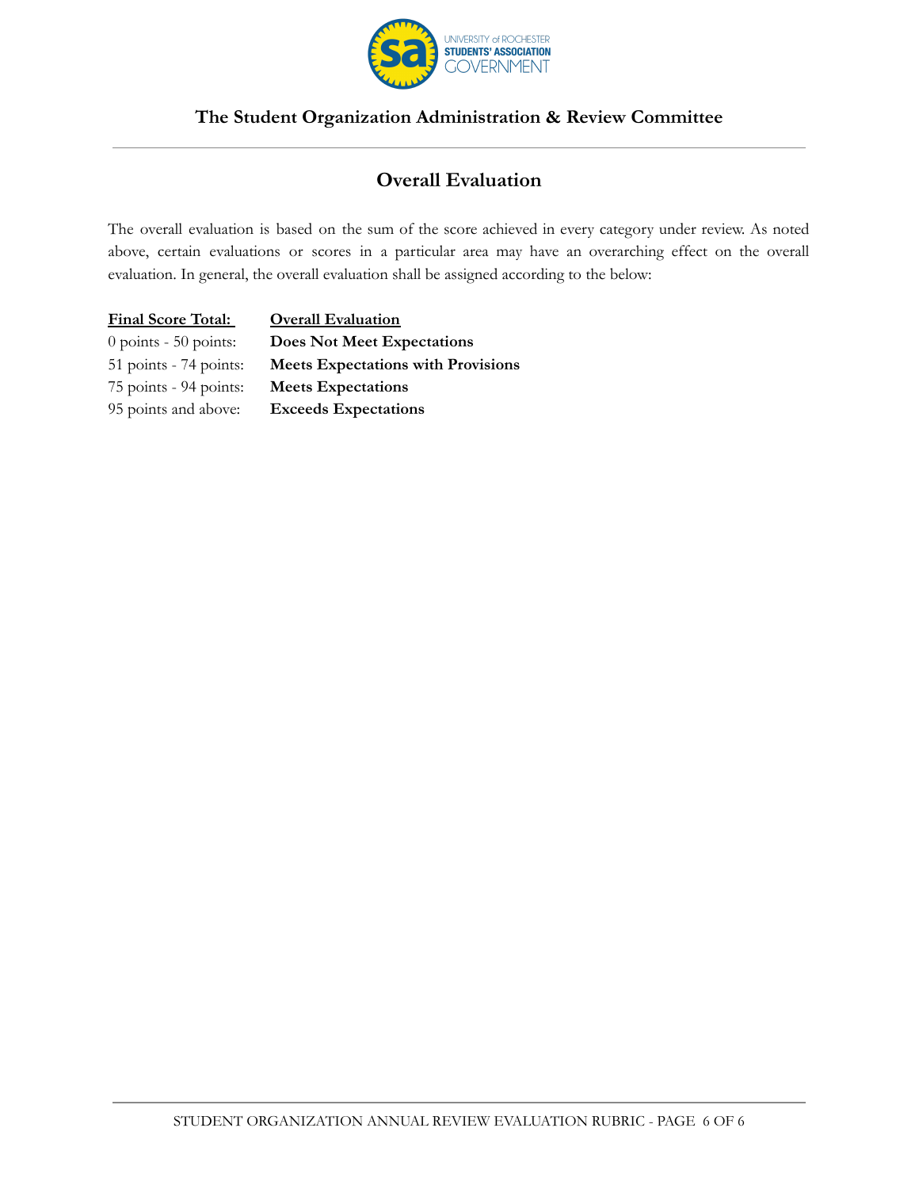**The Student Organization Administration & Review Committee**

## Overall Evaluation

The overall evaluation is based on the sum of the score achieved in every category under review. As noted above, certain evaluations or scores in a particular area may have an overarching effect on the overall evaluation. In general, the overall evaluation shall be assigned according to the below:

| Final Score Total: | Overall Evaluation |
|---|---|
| 0 points - 50 points: | **Does Not Meet Expectations** |
| 51 points - 74 points: | **Meets Expectations with Provisions** |
| 75 points - 94 points: | **Meets Expectations** |
| 95 points and above: | **Exceeds Expectations** |